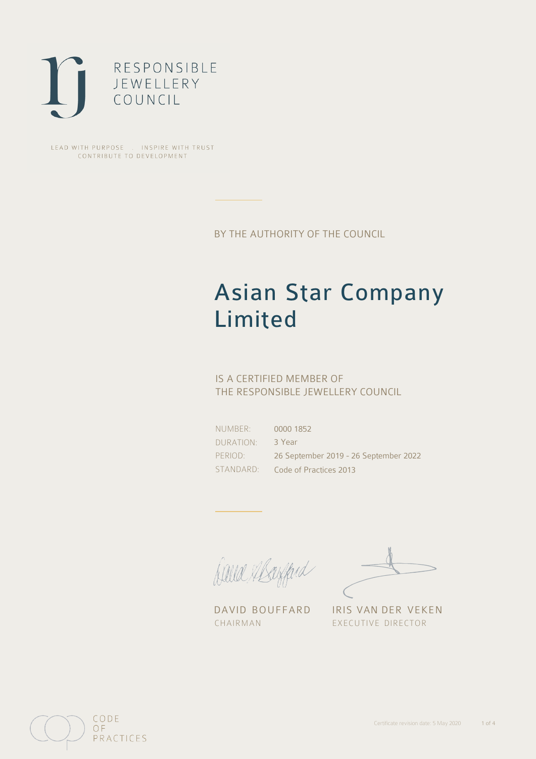RESPONSIBLE
JEWELLERY
COUNCIL

LEAD WITH PURPOSE . INSPIRE WITH TRUST
CONTRIBUTE TO DEVELOPMENT

BY THE AUTHORITY OF THE COUNCIL

# Asian Star Company Limited

IS A CERTIFIED MEMBER OF
THE RESPONSIBLE JEWELLERY COUNCIL

| | |
|---|---|
| NUMBER: | 0000 1852 |
| DURATION: | 3 Year |
| PERIOD: | 26 September 2019 - 26 September 2022 |
| STANDARD: | Code of Practices 2013 |

DAVID BOUFFARD
CHAIRMAN

IRIS VAN DER VEKEN
EXECUTIVE DIRECTOR

CODE
OF
PRACTICES

Certificate revision date: 5 May 2020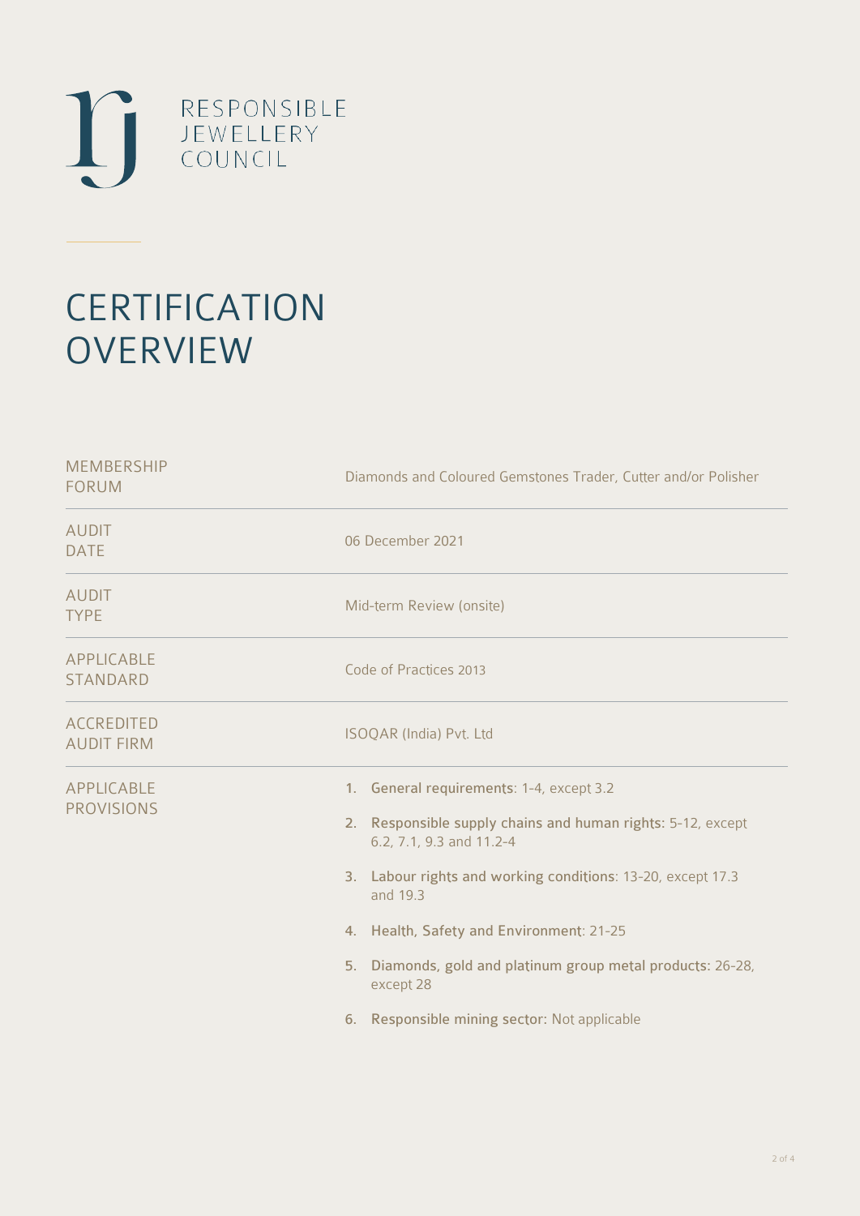RESPONSIBLE JEWELLERY COUNCIL

# CERTIFICATION OVERVIEW

| | |
|---|---|
| MEMBERSHIP FORUM | Diamonds and Coloured Gemstones Trader, Cutter and/or Polisher |
| AUDIT DATE | 06 December 2021 |
| AUDIT TYPE | Mid-term Review (onsite) |
| APPLICABLE STANDARD | Code of Practices 2013 |
| ACCREDITED AUDIT FIRM | ISOQAR (India) Pvt. Ltd |
| APPLICABLE PROVISIONS | 1. **General requirements**: 1-4, except 3.2<br>2. **Responsible supply chains and human rights**: 5-12, except 6.2, 7.1, 9.3 and 11.2-4<br>3. **Labour rights and working conditions**: 13-20, except 17.3 and 19.3<br>4. **Health, Safety and Environment**: 21-25<br>5. **Diamonds, gold and platinum group metal products**: 26-28, except 28<br>6. **Responsible mining sector**: Not applicable |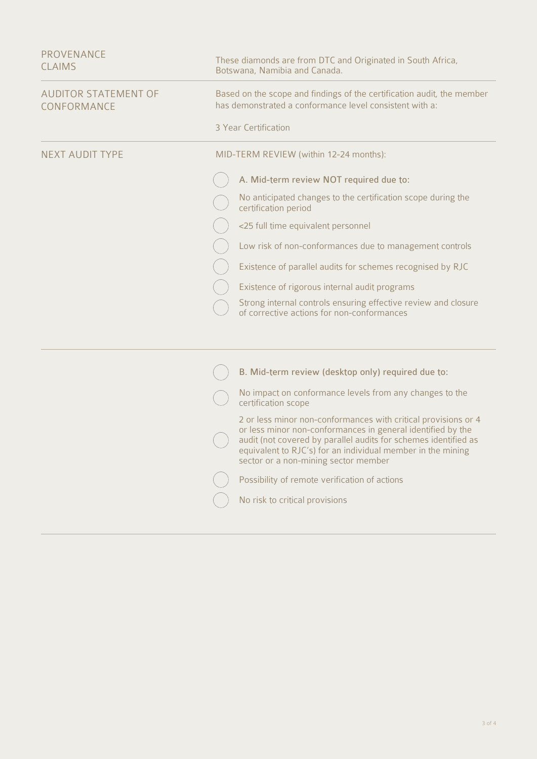| | |
|---|---|
| PROVENANCE CLAIMS | These diamonds are from DTC and Originated in South Africa, Botswana, Namibia and Canada. |
| AUDITOR STATEMENT OF CONFORMANCE | Based on the scope and findings of the certification audit, the member has demonstrated a conformance level consistent with a:<br><br>3 Year Certification |
| NEXT AUDIT TYPE | MID-TERM REVIEW (within 12-24 months): |

- ◯ A. Mid-term review NOT required due to:
- ◯ No anticipated changes to the certification scope during the certification period
- ◯ <25 full time equivalent personnel
- ◯ Low risk of non-conformances due to management controls
- ◯ Existence of parallel audits for schemes recognised by RJC
- ◯ Existence of rigorous internal audit programs
- ◯ Strong internal controls ensuring effective review and closure of corrective actions for non-conformances

---

- ◯ B. Mid-term review (desktop only) required due to:
- ◯ No impact on conformance levels from any changes to the certification scope
- ◯ 2 or less minor non-conformances with critical provisions or 4 or less minor non-conformances in general identified by the audit (not covered by parallel audits for schemes identified as equivalent to RJC's) for an individual member in the mining sector or a non-mining sector member
- ◯ Possibility of remote verification of actions
- ◯ No risk to critical provisions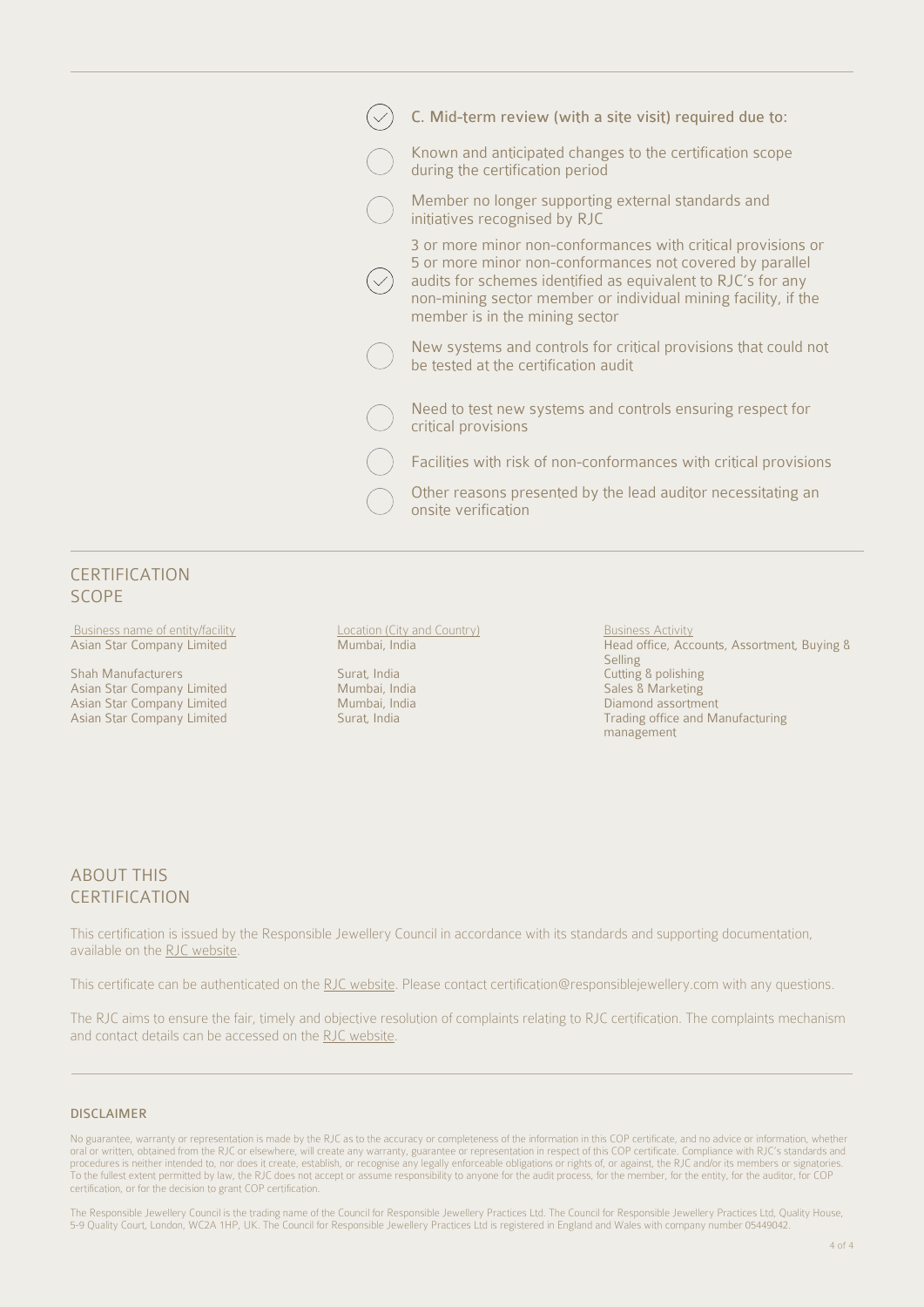- [x] **C. Mid-term review (with a site visit) required due to:**
- [ ] Known and anticipated changes to the certification scope during the certification period
- [ ] Member no longer supporting external standards and initiatives recognised by RJC
- [x] 3 or more minor non-conformances with critical provisions or 5 or more minor non-conformances not covered by parallel audits for schemes identified as equivalent to RJC's for any non-mining sector member or individual mining facility, if the member is in the mining sector
- [ ] New systems and controls for critical provisions that could not be tested at the certification audit
- [ ] Need to test new systems and controls ensuring respect for critical provisions
- [ ] Facilities with risk of non-conformances with critical provisions
- [ ] Other reasons presented by the lead auditor necessitating an onsite verification

## CERTIFICATION SCOPE

| Business name of entity/facility | Location (City and Country) | Business Activity |
| --- | --- | --- |
| Asian Star Company Limited | Mumbai, India | Head office, Accounts, Assortment, Buying & Selling |
| Shah Manufacturers | Surat, India | Cutting & polishing |
| Asian Star Company Limited | Mumbai, India | Sales & Marketing |
| Asian Star Company Limited | Mumbai, India | Diamond assortment |
| Asian Star Company Limited | Surat, India | Trading office and Manufacturing management |

## ABOUT THIS CERTIFICATION

This certification is issued by the Responsible Jewellery Council in accordance with its standards and supporting documentation, available on the RJC website.

This certificate can be authenticated on the RJC website. Please contact certification@responsiblejewellery.com with any questions.

The RJC aims to ensure the fair, timely and objective resolution of complaints relating to RJC certification. The complaints mechanism and contact details can be accessed on the RJC website.

### DISCLAIMER

No guarantee, warranty or representation is made by the RJC as to the accuracy or completeness of the information in this COP certificate, and no advice or information, whether oral or written, obtained from the RJC or elsewhere, will create any warranty, guarantee or representation in respect of this COP certificate. Compliance with RJC's standards and procedures is neither intended to, nor does it create, establish, or recognise any legally enforceable obligations or rights of, or against, the RJC and/or its members or signatories. To the fullest extent permitted by law, the RJC does not accept or assume responsibility to anyone for the audit process, for the member, for the entity, for the auditor, for COP certification, or for the decision to grant COP certification.

The Responsible Jewellery Council is the trading name of the Council for Responsible Jewellery Practices Ltd. The Council for Responsible Jewellery Practices Ltd, Quality House, 5-9 Quality Court, London, WC2A 1HP, UK. The Council for Responsible Jewellery Practices Ltd is registered in England and Wales with company number 05449042.